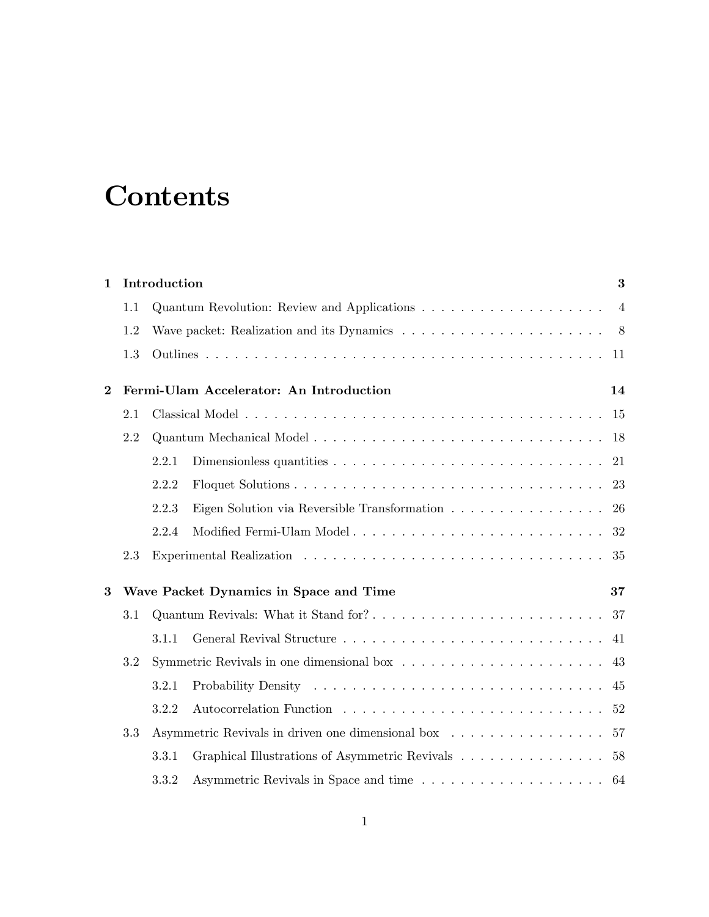# Contents

**1 Introduction** **3**

- 1.1 Quantum Revolution: Review and Applications . . . . . . . . . . . . . . . . . . . 4
- 1.2 Wave packet: Realization and its Dynamics . . . . . . . . . . . . . . . . . . . . . 8
- 1.3 Outlines . . . . . . . . . . . . . . . . . . . . . . . . . . . . . . . . . . . . . . . . 11

**2 Fermi-Ulam Accelerator: An Introduction** **14**

- 2.1 Classical Model . . . . . . . . . . . . . . . . . . . . . . . . . . . . . . . . . . . . 15
- 2.2 Quantum Mechanical Model . . . . . . . . . . . . . . . . . . . . . . . . . . . . . 18
  - 2.2.1 Dimensionless quantities . . . . . . . . . . . . . . . . . . . . . . . . . . . 21
  - 2.2.2 Floquet Solutions . . . . . . . . . . . . . . . . . . . . . . . . . . . . . . . 23
  - 2.2.3 Eigen Solution via Reversible Transformation . . . . . . . . . . . . . . . . 26
  - 2.2.4 Modified Fermi-Ulam Model . . . . . . . . . . . . . . . . . . . . . . . . . 32
- 2.3 Experimental Realization . . . . . . . . . . . . . . . . . . . . . . . . . . . . . . 35

**3 Wave Packet Dynamics in Space and Time** **37**

- 3.1 Quantum Revivals: What it Stand for? . . . . . . . . . . . . . . . . . . . . . . . 37
  - 3.1.1 General Revival Structure . . . . . . . . . . . . . . . . . . . . . . . . . . 41
- 3.2 Symmetric Revivals in one dimensional box . . . . . . . . . . . . . . . . . . . . . 43
  - 3.2.1 Probability Density . . . . . . . . . . . . . . . . . . . . . . . . . . . . . . 45
  - 3.2.2 Autocorrelation Function . . . . . . . . . . . . . . . . . . . . . . . . . . . 52
- 3.3 Asymmetric Revivals in driven one dimensional box . . . . . . . . . . . . . . . . 57
  - 3.3.1 Graphical Illustrations of Asymmetric Revivals . . . . . . . . . . . . . . . 58
  - 3.3.2 Asymmetric Revivals in Space and time . . . . . . . . . . . . . . . . . . . 64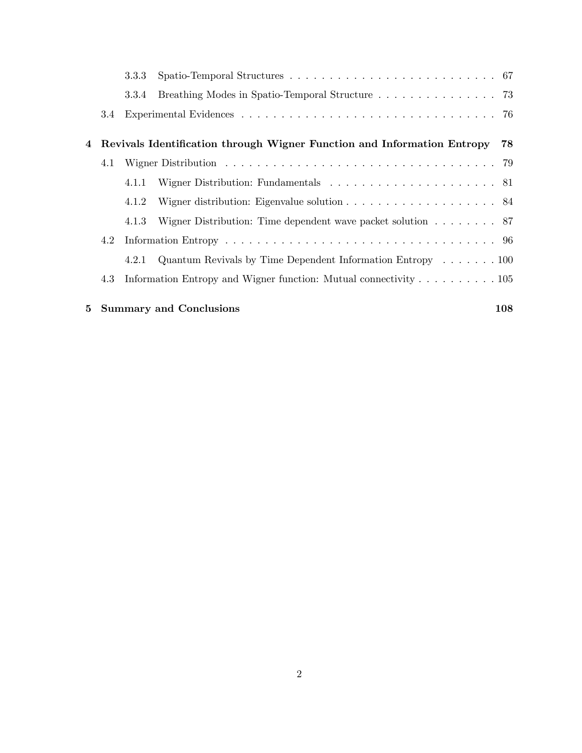3.3.3 Spatio-Temporal Structures . . . . . . . . . . . . . . . . . . . . . . . . . . 67

3.3.4 Breathing Modes in Spatio-Temporal Structure . . . . . . . . . . . . . . . 73

3.4 Experimental Evidences . . . . . . . . . . . . . . . . . . . . . . . . . . . . . . . . . 76

**4 Revivals Identification through Wigner Function and Information Entropy 78**

4.1 Wigner Distribution . . . . . . . . . . . . . . . . . . . . . . . . . . . . . . . . . . . 79

4.1.1 Wigner Distribution: Fundamentals . . . . . . . . . . . . . . . . . . . . . 81

4.1.2 Wigner distribution: Eigenvalue solution . . . . . . . . . . . . . . . . . . . 84

4.1.3 Wigner Distribution: Time dependent wave packet solution . . . . . . . . 87

4.2 Information Entropy . . . . . . . . . . . . . . . . . . . . . . . . . . . . . . . . . . . 96

4.2.1 Quantum Revivals by Time Dependent Information Entropy . . . . . . . 100

4.3 Information Entropy and Wigner function: Mutual connectivity . . . . . . . . . . 105

**5 Summary and Conclusions 108**